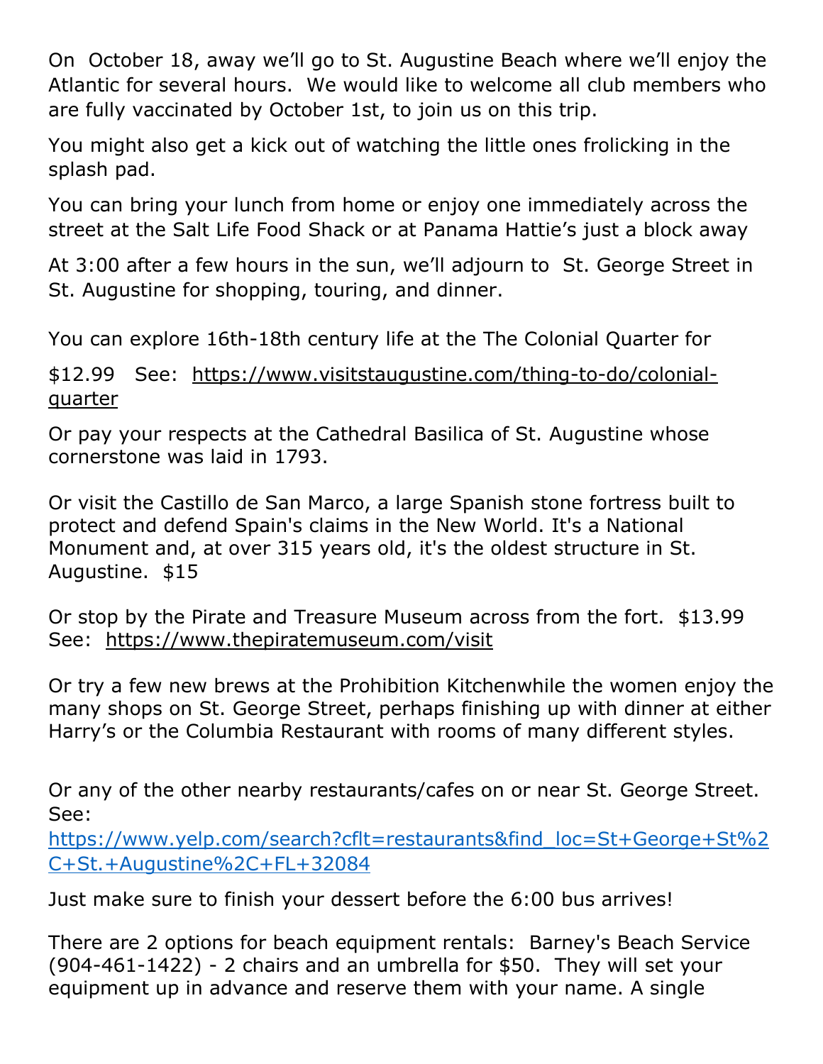On  October 18, away we'll go to St. Augustine Beach where we'll enjoy the Atlantic for several hours.  We would like to welcome all club members who are fully vaccinated by October 1st, to join us on this trip.

You might also get a kick out of watching the little ones frolicking in the splash pad.

You can bring your lunch from home or enjoy one immediately across the street at the Salt Life Food Shack or at Panama Hattie's just a block away

At 3:00 after a few hours in the sun, we'll adjourn to  St. George Street in St. Augustine for shopping, touring, and dinner.

You can explore 16th-18th century life at the The Colonial Quarter for

$12.99   See:  [https://www.visitstaugustine.com/thing-to-do/colonial-quarter](https://www.visitstaugustine.com/thing-to-do/colonial-quarter)

Or pay your respects at the Cathedral Basilica of St. Augustine whose cornerstone was laid in 1793.

Or visit the Castillo de San Marco, a large Spanish stone fortress built to protect and defend Spain's claims in the New World. It's a National Monument and, at over 315 years old, it's the oldest structure in St. Augustine.  $15

Or stop by the Pirate and Treasure Museum across from the fort.  $13.99  See:  [https://www.thepiratemuseum.com/visit](https://www.thepiratemuseum.com/visit)

Or try a few new brews at the Prohibition Kitchenwhile the women enjoy the many shops on St. George Street, perhaps finishing up with dinner at either Harry's or the Columbia Restaurant with rooms of many different styles.

Or any of the other nearby restaurants/cafes on or near St. George Street.  See:  
[https://www.yelp.com/search?cflt=restaurants&find_loc=St+George+St%2C+St.+Augustine%2C+FL+32084](https://www.yelp.com/search?cflt=restaurants&find_loc=St+George+St%2C+St.+Augustine%2C+FL+32084)

Just make sure to finish your dessert before the 6:00 bus arrives!

There are 2 options for beach equipment rentals:  Barney's Beach Service (904-461-1422) - 2 chairs and an umbrella for $50.  They will set your equipment up in advance and reserve them with your name. A single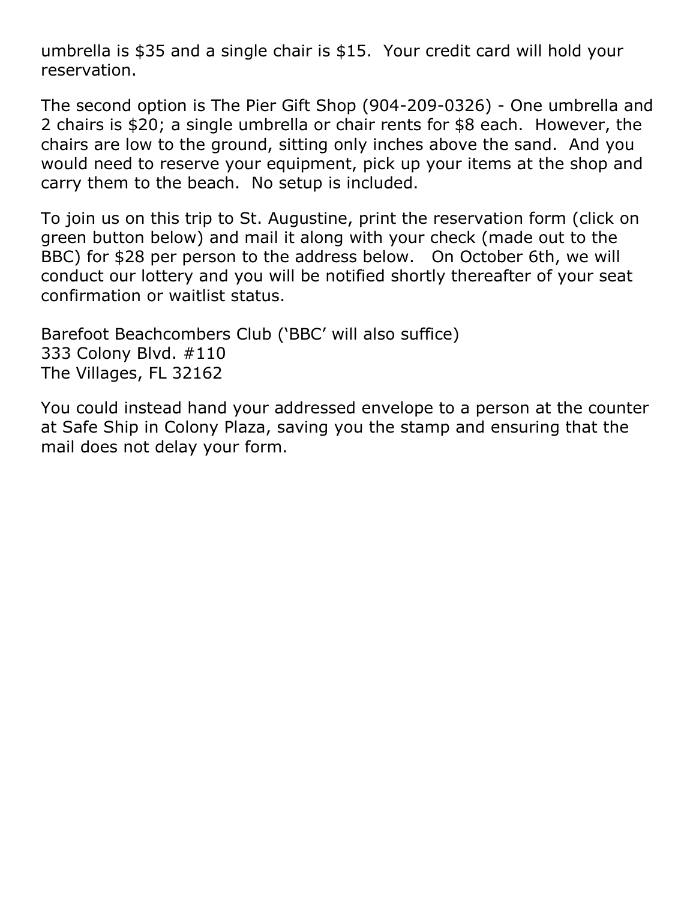umbrella is $35 and a single chair is $15.  Your credit card will hold your reservation.

The second option is The Pier Gift Shop (904-209-0326) - One umbrella and 2 chairs is $20; a single umbrella or chair rents for $8 each.  However, the chairs are low to the ground, sitting only inches above the sand.  And you would need to reserve your equipment, pick up your items at the shop and carry them to the beach.  No setup is included.

To join us on this trip to St. Augustine, print the reservation form (click on green button below) and mail it along with your check (made out to the BBC) for $28 per person to the address below.   On October 6th, we will conduct our lottery and you will be notified shortly thereafter of your seat confirmation or waitlist status.

Barefoot Beachcombers Club ('BBC' will also suffice)  
333 Colony Blvd. #110  
The Villages, FL 32162

You could instead hand your addressed envelope to a person at the counter at Safe Ship in Colony Plaza, saving you the stamp and ensuring that the mail does not delay your form.